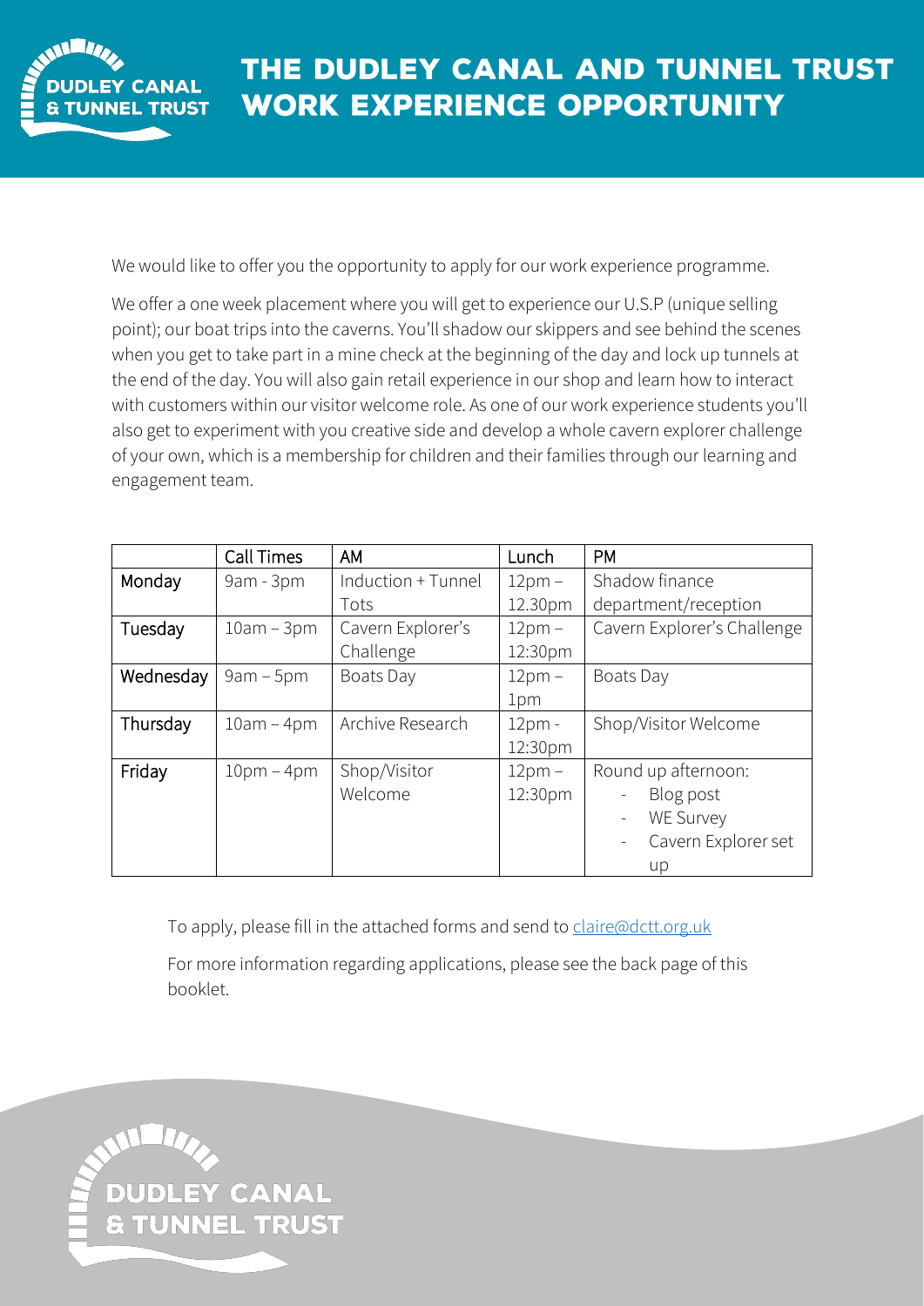# THE DUDLEY CANAL AND TUNNEL TRUST WORK EXPERIENCE OPPORTUNITY

We would like to offer you the opportunity to apply for our work experience programme.

We offer a one week placement where you will get to experience our U.S.P (unique selling point); our boat trips into the caverns. You'll shadow our skippers and see behind the scenes when you get to take part in a mine check at the beginning of the day and lock up tunnels at the end of the day. You will also gain retail experience in our shop and learn how to interact with customers within our visitor welcome role. As one of our work experience students you'll also get to experiment with you creative side and develop a whole cavern explorer challenge of your own, which is a membership for children and their families through our learning and engagement team.

| | Call Times | AM | Lunch | PM |
|---|---|---|---|---|
| Monday | 9am - 3pm | Induction + Tunnel Tots | 12pm – 12.30pm | Shadow finance department/reception |
| Tuesday | 10am – 3pm | Cavern Explorer's Challenge | 12pm – 12:30pm | Cavern Explorer's Challenge |
| Wednesday | 9am – 5pm | Boats Day | 12pm – 1pm | Boats Day |
| Thursday | 10am – 4pm | Archive Research | 12pm - 12:30pm | Shop/Visitor Welcome |
| Friday | 10pm – 4pm | Shop/Visitor Welcome | 12pm – 12:30pm | Round up afternoon:<br>- Blog post<br>- WE Survey<br>- Cavern Explorer set up |

To apply, please fill in the attached forms and send to claire@dctt.org.uk

For more information regarding applications, please see the back page of this booklet.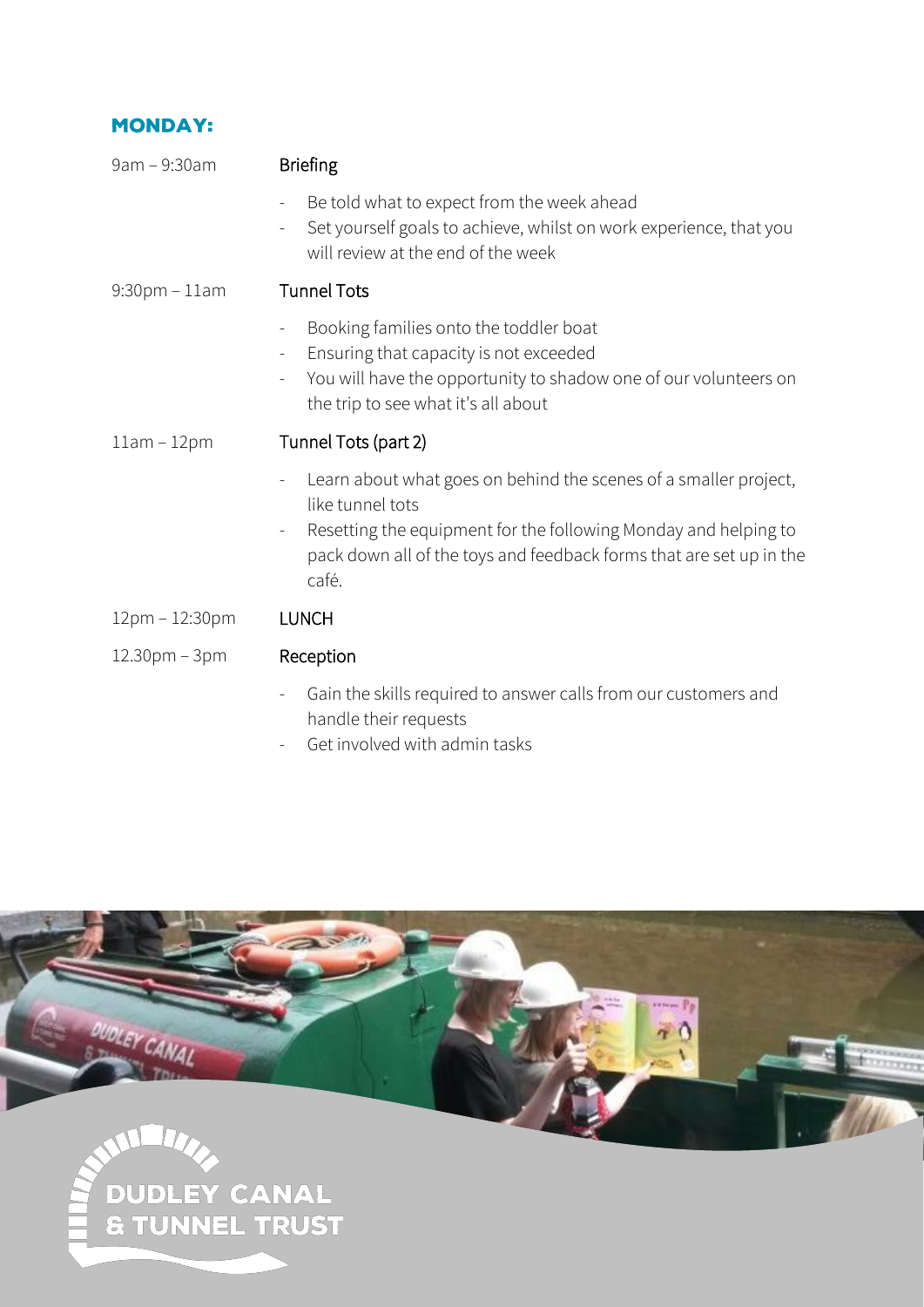## MONDAY:

| | |
|---|---|
| 9am – 9:30am | **Briefing**<br>- Be told what to expect from the week ahead<br>- Set yourself goals to achieve, whilst on work experience, that you will review at the end of the week |
| 9:30pm – 11am | **Tunnel Tots**<br>- Booking families onto the toddler boat<br>- Ensuring that capacity is not exceeded<br>- You will have the opportunity to shadow one of our volunteers on the trip to see what it's all about |
| 11am – 12pm | **Tunnel Tots (part 2)**<br>- Learn about what goes on behind the scenes of a smaller project, like tunnel tots<br>- Resetting the equipment for the following Monday and helping to pack down all of the toys and feedback forms that are set up in the café. |
| 12pm – 12:30pm | **LUNCH** |
| 12.30pm – 3pm | **Reception**<br>- Gain the skills required to answer calls from our customers and handle their requests<br>- Get involved with admin tasks |

DUDLEY CANAL & TUNNEL TRUST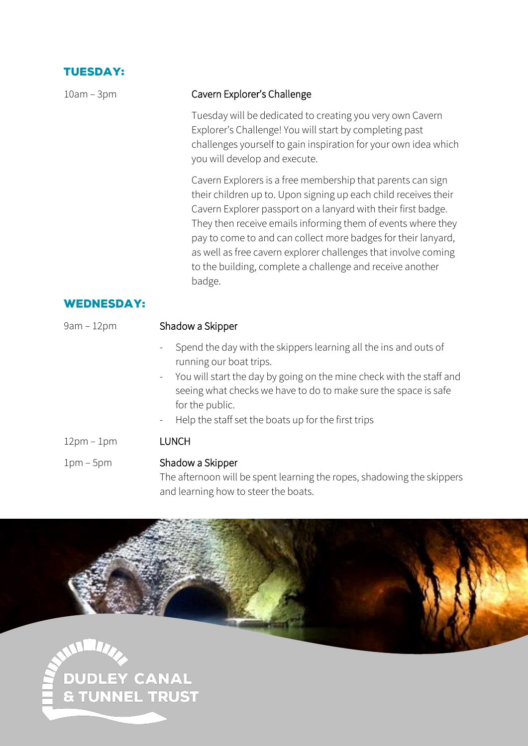## TUESDAY:

10am – 3pm

**Cavern Explorer's Challenge**

Tuesday will be dedicated to creating you very own Cavern Explorer's Challenge! You will start by completing past challenges yourself to gain inspiration for your own idea which you will develop and execute.

Cavern Explorers is a free membership that parents can sign their children up to. Upon signing up each child receives their Cavern Explorer passport on a lanyard with their first badge. They then receive emails informing them of events where they pay to come to and can collect more badges for their lanyard, as well as free cavern explorer challenges that involve coming to the building, complete a challenge and receive another badge.

## WEDNESDAY:

9am – 12pm

**Shadow a Skipper**

- Spend the day with the skippers learning all the ins and outs of running our boat trips.
- You will start the day by going on the mine check with the staff and seeing what checks we have to do to make sure the space is safe for the public.
- Help the staff set the boats up for the first trips

12pm – 1pm

**LUNCH**

1pm – 5pm

**Shadow a Skipper**

The afternoon will be spent learning the ropes, shadowing the skippers and learning how to steer the boats.

DUDLEY CANAL & TUNNEL TRUST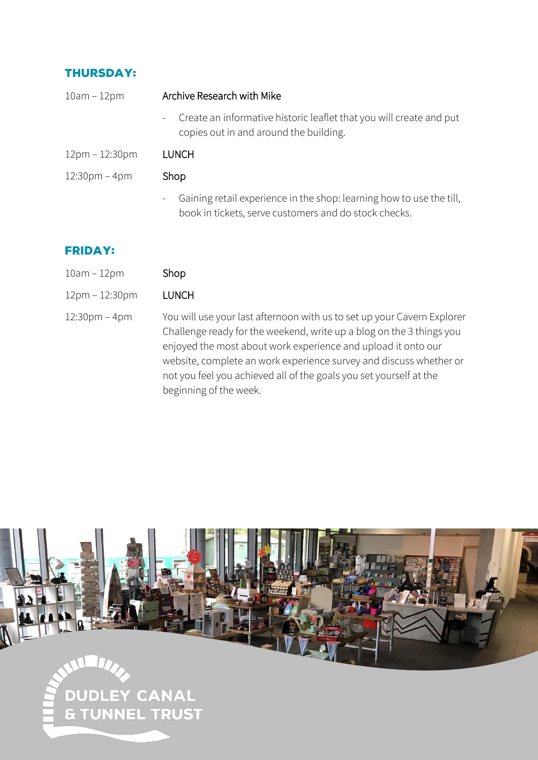## THURSDAY:

| | |
|---|---|
| 10am – 12pm | Archive Research with Mike |
| | - Create an informative historic leaflet that you will create and put copies out in and around the building. |
| 12pm – 12:30pm | LUNCH |
| 12:30pm – 4pm | Shop |
| | - Gaining retail experience in the shop: learning how to use the till, book in tickets, serve customers and do stock checks. |

## FRIDAY:

| | |
|---|---|
| 10am – 12pm | Shop |
| 12pm – 12:30pm | LUNCH |
| 12:30pm – 4pm | You will use your last afternoon with us to set up your Cavern Explorer Challenge ready for the weekend, write up a blog on the 3 things you enjoyed the most about work experience and upload it onto our website, complete an work experience survey and discuss whether or not you feel you achieved all of the goals you set yourself at the beginning of the week. |

DUDLEY CANAL & TUNNEL TRUST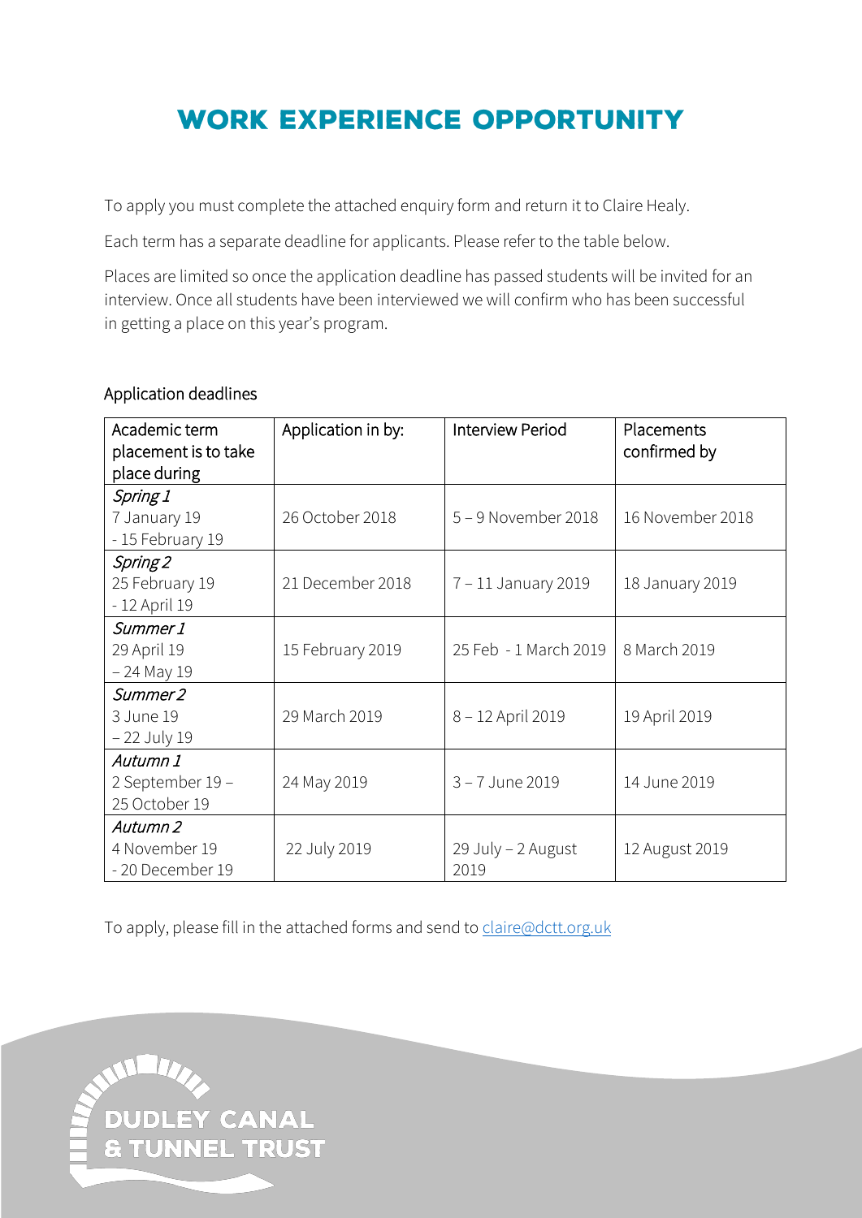# WORK EXPERIENCE OPPORTUNITY

To apply you must complete the attached enquiry form and return it to Claire Healy.

Each term has a separate deadline for applicants. Please refer to the table below.

Places are limited so once the application deadline has passed students will be invited for an interview. Once all students have been interviewed we will confirm who has been successful in getting a place on this year's program.

## Application deadlines

| Academic term placement is to take place during | Application in by: | Interview Period | Placements confirmed by |
|---|---|---|---|
| *Spring 1* 7 January 19 - 15 February 19 | 26 October 2018 | 5 – 9 November 2018 | 16 November 2018 |
| *Spring 2* 25 February 19 - 12 April 19 | 21 December 2018 | 7 – 11 January 2019 | 18 January 2019 |
| *Summer 1* 29 April 19 – 24 May 19 | 15 February 2019 | 25 Feb - 1 March 2019 | 8 March 2019 |
| *Summer 2* 3 June 19 – 22 July 19 | 29 March 2019 | 8 – 12 April 2019 | 19 April 2019 |
| *Autumn 1* 2 September 19 – 25 October 19 | 24 May 2019 | 3 – 7 June 2019 | 14 June 2019 |
| *Autumn 2* 4 November 19 - 20 December 19 | 22 July 2019 | 29 July – 2 August 2019 | 12 August 2019 |

To apply, please fill in the attached forms and send to claire@dctt.org.uk

DUDLEY CANAL & TUNNEL TRUST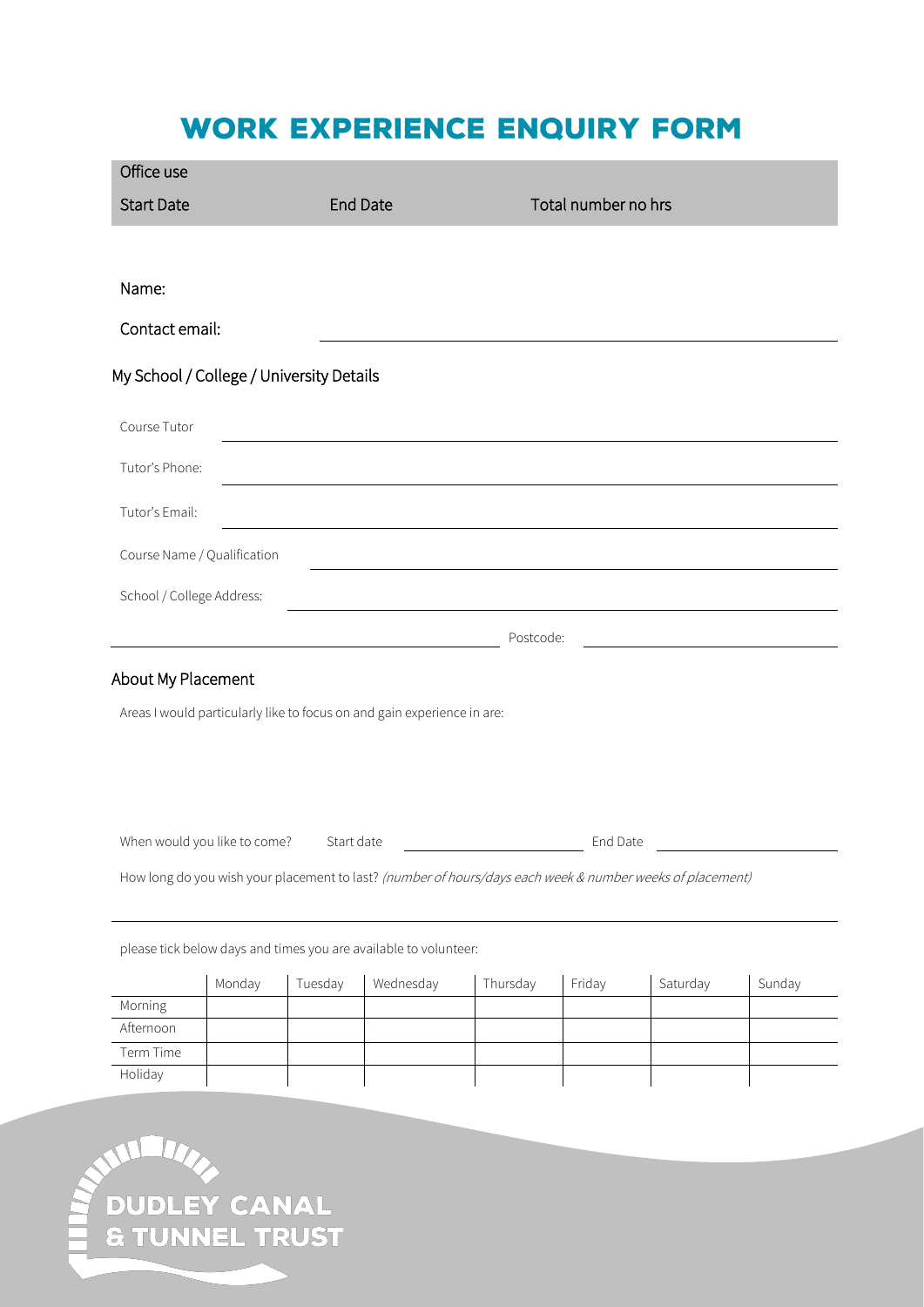# WORK EXPERIENCE ENQUIRY FORM

Office use

Start Date | End Date | Total number no hrs

Name:

Contact email: \_\_\_\_\_\_\_\_\_\_\_\_\_\_\_\_\_\_\_\_\_\_\_\_\_\_\_\_\_\_\_\_

## My School / College / University Details

Course Tutor \_\_\_\_\_\_\_\_\_\_\_\_\_\_\_\_\_\_\_\_\_\_\_\_\_\_\_\_\_\_\_\_

Tutor's Phone: \_\_\_\_\_\_\_\_\_\_\_\_\_\_\_\_\_\_\_\_\_\_\_\_\_\_\_\_\_\_\_\_

Tutor's Email: \_\_\_\_\_\_\_\_\_\_\_\_\_\_\_\_\_\_\_\_\_\_\_\_\_\_\_\_\_\_\_\_

Course Name / Qualification \_\_\_\_\_\_\_\_\_\_\_\_\_\_\_\_\_\_\_\_\_\_\_\_\_\_\_\_\_\_\_\_

School / College Address: \_\_\_\_\_\_\_\_\_\_\_\_\_\_\_\_\_\_\_\_\_\_\_\_\_\_\_\_\_\_\_\_

\_\_\_\_\_\_\_\_\_\_\_\_\_\_\_\_\_\_\_\_\_\_\_\_\_\_\_\_\_\_\_\_ Postcode: \_\_\_\_\_\_\_\_\_\_\_\_\_\_\_\_

## About My Placement

Areas I would particularly like to focus on and gain experience in are:

When would you like to come? Start date \_\_\_\_\_\_\_\_\_\_\_\_\_\_\_\_ End Date \_\_\_\_\_\_\_\_\_\_\_\_\_\_\_\_

How long do you wish your placement to last? *(number of hours/days each week & number weeks of placement)*

\_\_\_\_\_\_\_\_\_\_\_\_\_\_\_\_\_\_\_\_\_\_\_\_\_\_\_\_\_\_\_\_\_\_\_\_\_\_\_\_\_\_\_\_\_\_\_\_\_\_\_\_\_\_\_\_\_\_\_\_

please tick below days and times you are available to volunteer:

| | Monday | Tuesday | Wednesday | Thursday | Friday | Saturday | Sunday |
|---|---|---|---|---|---|---|---|
| Morning | | | | | | | |
| Afternoon | | | | | | | |
| Term Time | | | | | | | |
| Holiday | | | | | | | |

DUDLEY CANAL & TUNNEL TRUST